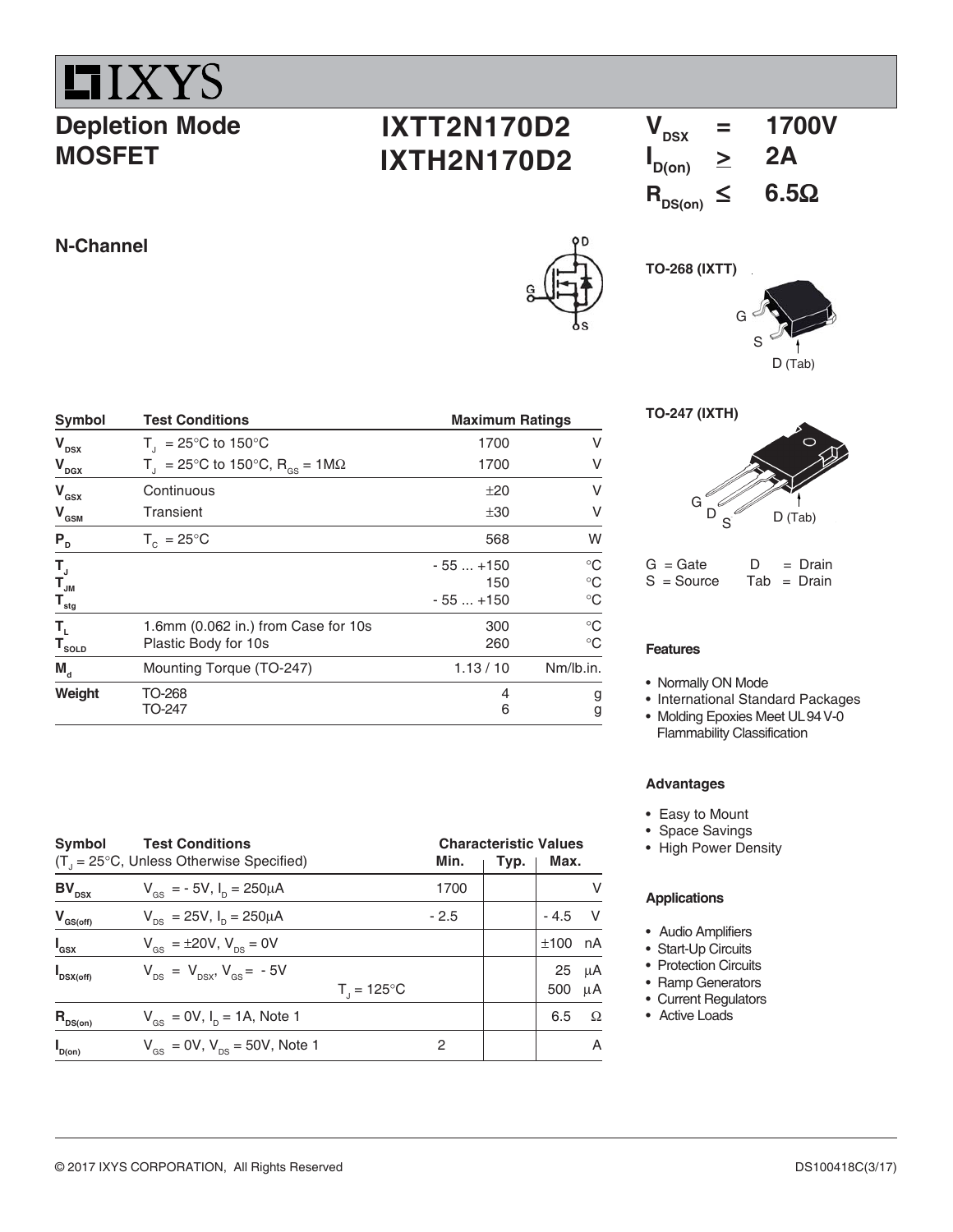# IXYS

## Depletion Mode MOSFET

## IXTT2N170D2
## IXTH2N170D2

$V_{DSX}$ = 1700V
$I_{D(on)}$ ≥ 2A
$R_{DS(on)}$ ≤ 6.5Ω

**N-Channel**

**TO-268 (IXTT)**

G, S, D (Tab)

**TO-247 (IXTH)**

G, D, S, D (Tab)

G = Gate D = Drain
S = Source Tab = Drain

| Symbol | Test Conditions | Maximum Ratings | |
|---|---|---|---|
| $V_{DSX}$ | $T_J$ = 25°C to 150°C | 1700 | V |
| $V_{DGX}$ | $T_J$ = 25°C to 150°C, $R_{GS}$ = 1MΩ | 1700 | V |
| $V_{GSX}$ | Continuous | ±20 | V |
| $V_{GSM}$ | Transient | ±30 | V |
| $P_D$ | $T_C$ = 25°C | 568 | W |
| $T_J$ | | - 55 ... +150 | °C |
| $T_{JM}$ | | 150 | °C |
| $T_{stg}$ | | - 55 ... +150 | °C |
| $T_L$ | 1.6mm (0.062 in.) from Case for 10s | 300 | °C |
| $T_{SOLD}$ | Plastic Body for 10s | 260 | °C |
| $M_d$ | Mounting Torque (TO-247) | 1.13 / 10 | Nm/lb.in. |
| Weight | TO-268 | 4 | g |
| | TO-247 | 6 | g |

| Symbol | Test Conditions ($T_J$ = 25°C, Unless Otherwise Specified) | Min. | Typ. | Max. | |
|---|---|---|---|---|---|
| $BV_{DSX}$ | $V_{GS}$ = - 5V, $I_D$ = 250μA | 1700 | | | V |
| $V_{GS(off)}$ | $V_{DS}$ = 25V, $I_D$ = 250μA | - 2.5 | | - 4.5 | V |
| $I_{GSX}$ | $V_{GS}$ = ±20V, $V_{DS}$ = 0V | | | ±100 | nA |
| $I_{DSX(off)}$ | $V_{DS}$ = $V_{DSX}$, $V_{GS}$ = - 5V | | | 25 | μA |
| | $T_J$ = 125°C | | | 500 | μA |
| $R_{DS(on)}$ | $V_{GS}$ = 0V, $I_D$ = 1A, Note 1 | | | 6.5 | Ω |
| $I_{D(on)}$ | $V_{GS}$ = 0V, $V_{DS}$ = 50V, Note 1 | 2 | | | A |

### Features

- Normally ON Mode
- International Standard Packages
- Molding Epoxies Meet UL 94 V-0 Flammability Classification

### Advantages

- Easy to Mount
- Space Savings
- High Power Density

### Applications

- Audio Amplifiers
- Start-Up Circuits
- Protection Circuits
- Ramp Generators
- Current Regulators
- Active Loads

© 2017 IXYS CORPORATION, All Rights Reserved DS100418C(3/17)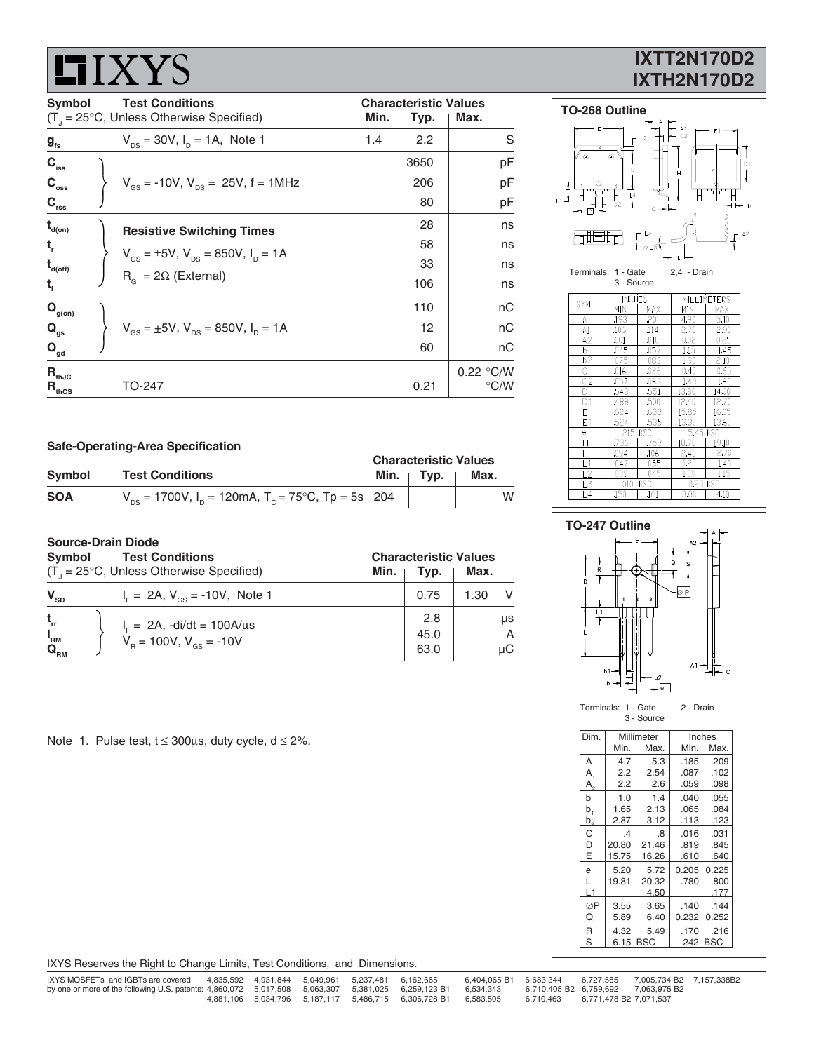# IXYS

## IXTT2N170D2
## IXTH2N170D2

| Symbol | Test Conditions ($T_J$ = 25°C, Unless Otherwise Specified) | Min. | Typ. | Max. | |
|---|---|---|---|---|---|
| $g_{fs}$ | $V_{DS}$ = 30V, $I_D$ = 1A, Note 1 | 1.4 | 2.2 | | S |
| $C_{iss}$ | $V_{GS}$ = -10V, $V_{DS}$ = 25V, f = 1MHz | | 3650 | | pF |
| $C_{oss}$ | | | 206 | | pF |
| $C_{rss}$ | | | 80 | | pF |
| $t_{d(on)}$ | **Resistive Switching Times** $V_{GS}$ = ±5V, $V_{DS}$ = 850V, $I_D$ = 1A, $R_G$ = 2Ω (External) | | 28 | | ns |
| $t_r$ | | | 58 | | ns |
| $t_{d(off)}$ | | | 33 | | ns |
| $t_f$ | | | 106 | | ns |
| $Q_{g(on)}$ | $V_{GS}$ = ±5V, $V_{DS}$ = 850V, $I_D$ = 1A | | 110 | | nC |
| $Q_{gs}$ | | | 12 | | nC |
| $Q_{gd}$ | | | 60 | | nC |
| $R_{thJC}$ | | | | 0.22 | °C/W |
| $R_{thCS}$ | TO-247 | | 0.21 | | °C/W |

### Safe-Operating-Area Specification

| Symbol | Test Conditions | Min. | Typ. | Max. | |
|---|---|---|---|---|---|
| SOA | $V_{DS}$ = 1700V, $I_D$ = 120mA, $T_C$ = 75°C, Tp = 5s | 204 | | | W |

### Source-Drain Diode

| Symbol | Test Conditions ($T_J$ = 25°C, Unless Otherwise Specified) | Min. | Typ. | Max. | |
|---|---|---|---|---|---|
| $V_{SD}$ | $I_F$ = 2A, $V_{GS}$ = -10V, Note 1 | | 0.75 | 1.30 | V |
| $t_{rr}$ | $I_F$ = 2A, -di/dt = 100A/μs, $V_R$ = 100V, $V_{GS}$ = -10V | | 2.8 | | μs |
| $I_{RM}$ | | | 45.0 | | A |
| $Q_{RM}$ | | | 63.0 | | μC |

Note 1. Pulse test, t ≤ 300μs, duty cycle, d ≤ 2%.

### TO-268 Outline

Terminals: 1 - Gate 2,4 - Drain 3 - Source

| SYM | INCHES MIN | INCHES MAX | MILLIMETERS MIN | MILLIMETERS MAX |
|---|---|---|---|---|
| A | .193 | .201 | 4.90 | 5.10 |
| A1 | .106 | .114 | 2.70 | 2.90 |
| A2 | .001 | .010 | 0.02 | 0.25 |
| b | .045 | .057 | 1.15 | 1.45 |
| b2 | .075 | .083 | 1.90 | 2.10 |
| C | .016 | .026 | 0.40 | 0.65 |
| C2 | .057 | .063 | 1.45 | 1.60 |
| D | .543 | .551 | 13.80 | 14.00 |
| D1 | .488 | .500 | 12.40 | 12.70 |
| E | .624 | .632 | 15.85 | 16.05 |
| E1 | .524 | .535 | 13.30 | 13.60 |
| e | .215 BSC | | 5.45 BSC | |
| H | .736 | .752 | 18.70 | 19.10 |
| L | .094 | .106 | 2.40 | 2.70 |
| L1 | .047 | .055 | 1.20 | 1.40 |
| L2 | .039 | .045 | 1.00 | 1.15 |
| L3 | .010 BSC | | 0.25 BSC | |
| L4 | .150 | .161 | 3.80 | 4.10 |

### TO-247 Outline

Terminals: 1 - Gate 2 - Drain 3 - Source

| Dim. | Millimeter Min. | Millimeter Max. | Inches Min. | Inches Max. |
|---|---|---|---|---|
| A | 4.7 | 5.3 | .185 | .209 |
| $A_1$ | 2.2 | 2.54 | .087 | .102 |
| $A_2$ | 2.2 | 2.6 | .059 | .098 |
| b | 1.0 | 1.4 | .040 | .055 |
| $b_1$ | 1.65 | 2.13 | .065 | .084 |
| $b_2$ | 2.87 | 3.12 | .113 | .123 |
| C | .4 | .8 | .016 | .031 |
| D | 20.80 | 21.46 | .819 | .845 |
| E | 15.75 | 16.26 | .610 | .640 |
| e | 5.20 | 5.72 | 0.205 | 0.225 |
| L | 19.81 | 20.32 | .780 | .800 |
| L1 | | 4.50 | | .177 |
| ∅P | 3.55 | 3.65 | .140 | .144 |
| Q | 5.89 | 6.40 | 0.232 | 0.252 |
| R | 4.32 | 5.49 | .170 | .216 |
| S | 6.15 BSC | | 242 BSC | |

IXYS Reserves the Right to Change Limits, Test Conditions, and Dimensions.

IXYS MOSFETs and IGBTs are covered by one or more of the following U.S. patents: 4,835,592 4,931,844 5,049,961 5,237,481 6,162,665 6,404,065 B1 6,683,344 6,727,585 7,005,734 B2 7,157,338B2 4,860,072 5,017,508 5,063,307 5,381,025 6,259,123 B1 6,534,343 6,710,405 B2 6,759,692 7,063,975 B2 4,881,106 5,034,796 5,187,117 5,486,715 6,306,728 B1 6,583,505 6,710,463 6,771,478 B2 7,071,537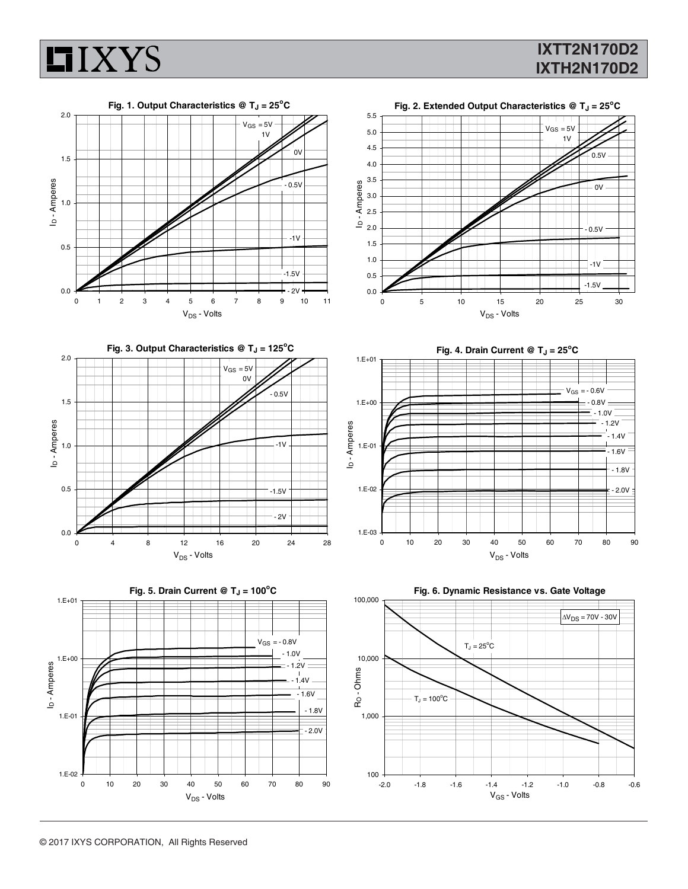**Fig. 1. Output Characteristics @ $T_J = 25^oC$**

**Fig. 2. Extended Output Characteristics @ $T_J = 25^oC$**

**Fig. 3. Output Characteristics @ $T_J = 125^oC$**

**Fig. 4. Drain Current @ $T_J = 25^oC$**

**Fig. 5. Drain Current @ $T_J = 100^oC$**

**Fig. 6. Dynamic Resistance vs. Gate Voltage**

© 2017 IXYS CORPORATION, All Rights Reserved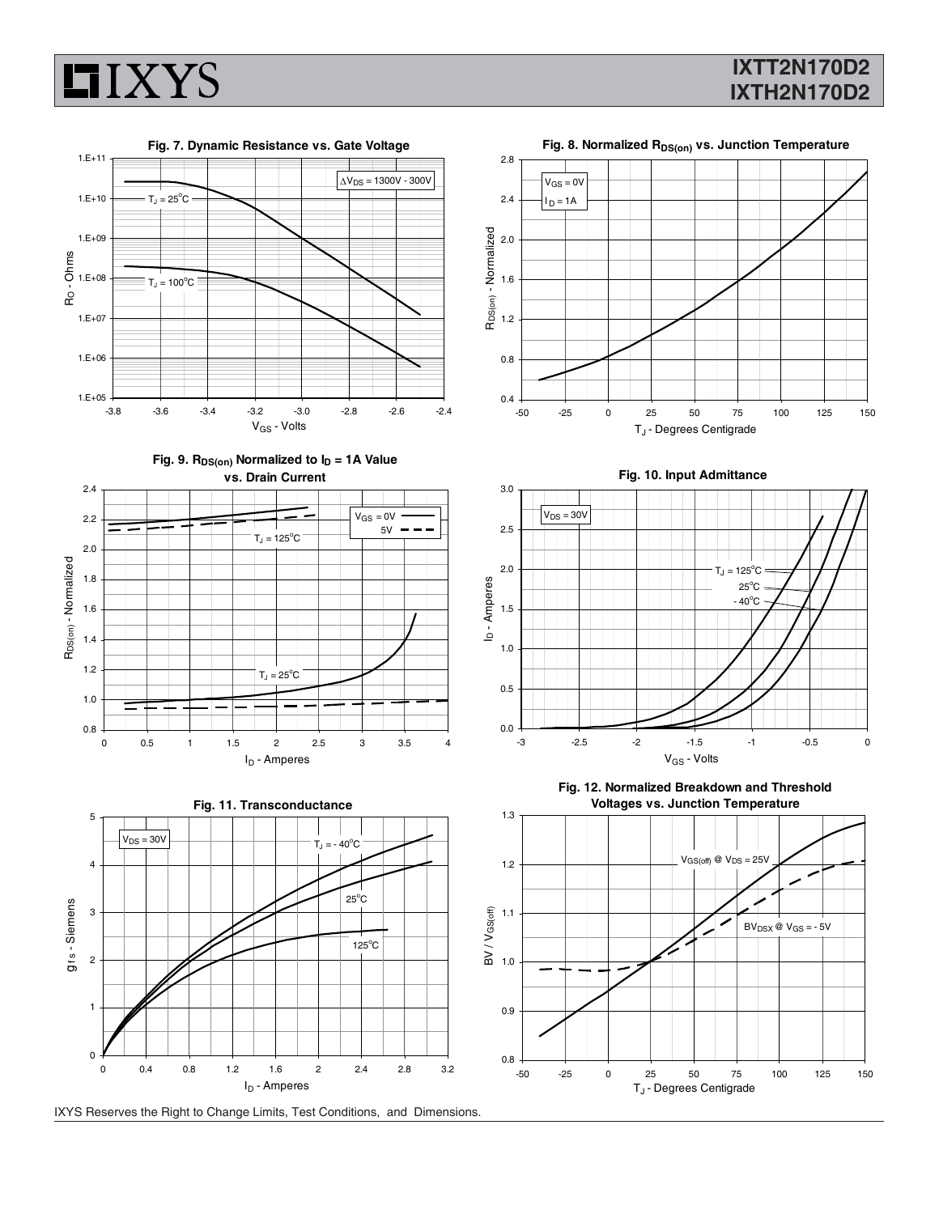**Fig. 7. Dynamic Resistance vs. Gate Voltage**

$\Delta V_{DS}$ = 1300V - 300V

$T_J = 25^oC$

$T_J = 100^oC$

$R_O$ - Ohms

$V_{GS}$ - Volts

**Fig. 8. Normalized $R_{DS(on)}$ vs. Junction Temperature**

$V_{GS}$ = 0V

$I_D$ = 1A

$R_{DS(on)}$ - Normalized

$T_J$ - Degrees Centigrade

**Fig. 9. $R_{DS(on)}$ Normalized to $I_D$ = 1A Value vs. Drain Current**

$V_{GS}$ = 0V

5V

$T_J = 125^oC$

$T_J = 25^oC$

$R_{DS(on)}$ - Normalized

$I_D$ - Amperes

**Fig. 10. Input Admittance**

$V_{DS}$ = 30V

$T_J = 125^oC$

$25^oC$

$-40^oC$

$I_D$ - Amperes

$V_{GS}$ - Volts

**Fig. 11. Transconductance**

$V_{DS}$ = 30V

$T_J = -40^oC$

$25^oC$

$125^oC$

$g_{fs}$ - Siemens

$I_D$ - Amperes

**Fig. 12. Normalized Breakdown and Threshold Voltages vs. Junction Temperature**

$V_{GS(off)}$ @ $V_{DS}$ = 25V

$BV_{DSX}$ @ $V_{GS}$ = - 5V

BV / $V_{GS(off)}$

$T_J$ - Degrees Centigrade

IXYS Reserves the Right to Change Limits, Test Conditions, and Dimensions.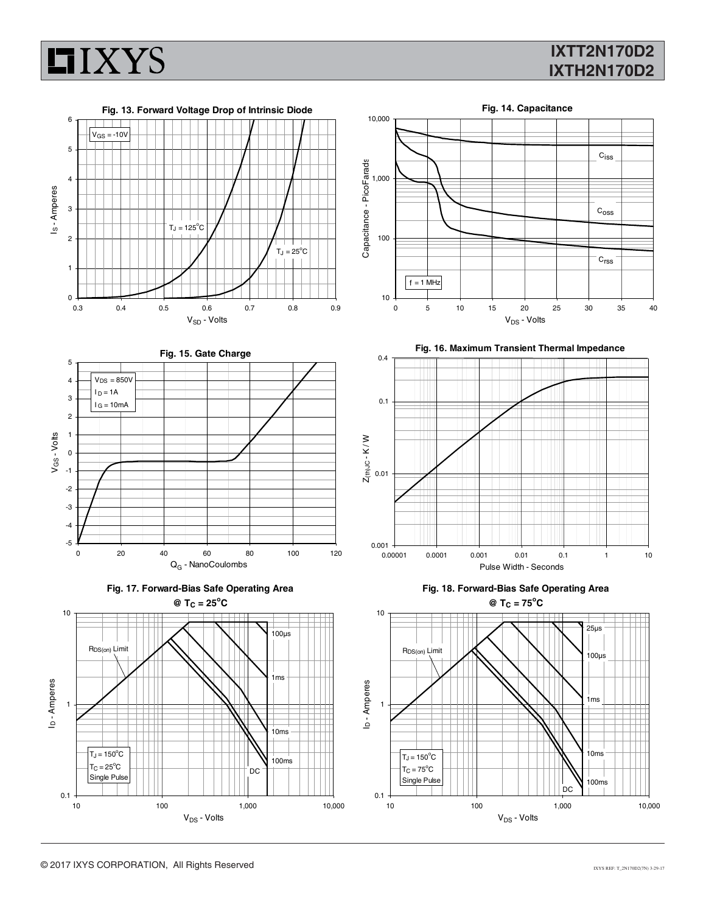**Fig. 13. Forward Voltage Drop of Intrinsic Diode**

$V_{GS}$ = -10V

$T_J = 125^oC$

$T_J = 25^oC$

$I_S$ - Amperes

$V_{SD}$ - Volts

0, 1, 2, 3, 4, 5, 6

0.3, 0.4, 0.5, 0.6, 0.7, 0.8, 0.9

**Fig. 14. Capacitance**

$C_{iss}$

$C_{oss}$

$C_{rss}$

f = 1 MHz

Capacitance - PicoFarads

$V_{DS}$ - Volts

10, 100, 1,000, 10,000

0, 5, 10, 15, 20, 25, 30, 35, 40

**Fig. 15. Gate Charge**

$V_{DS}$ = 850V

$I_D$ = 1A

$I_G$ = 10mA

$V_{GS}$ - Volts

$Q_G$ - NanoCoulombs

-5, -4, -3, -2, -1, 0, 1, 2, 3, 4, 5

0, 20, 40, 60, 80, 100, 120

**Fig. 16. Maximum Transient Thermal Impedance**

$Z_{(th)JC}$ - K / W

Pulse Width - Seconds

0.001, 0.01, 0.1, 0.4

0.00001, 0.0001, 0.001, 0.01, 0.1, 1, 10

**Fig. 17. Forward-Bias Safe Operating Area @ $T_C = 25^oC$**

$R_{DS(on)}$ Limit

100µs

1ms

10ms

100ms

DC

$T_J = 150^oC$

$T_C = 25^oC$

Single Pulse

$I_D$ - Amperes

$V_{DS}$ - Volts

0.1, 1, 10

10, 100, 1,000, 10,000

**Fig. 18. Forward-Bias Safe Operating Area @ $T_C = 75^oC$**

$R_{DS(on)}$ Limit

25µs

100µs

1ms

10ms

100ms

DC

$T_J = 150^oC$

$T_C = 75^oC$

Single Pulse

$I_D$ - Amperes

$V_{DS}$ - Volts

0.1, 1, 10

10, 100, 1,000, 10,000

© 2017 IXYS CORPORATION, All Rights Reserved

IXYS REF: T_2N170D2(7N) 3-29-17